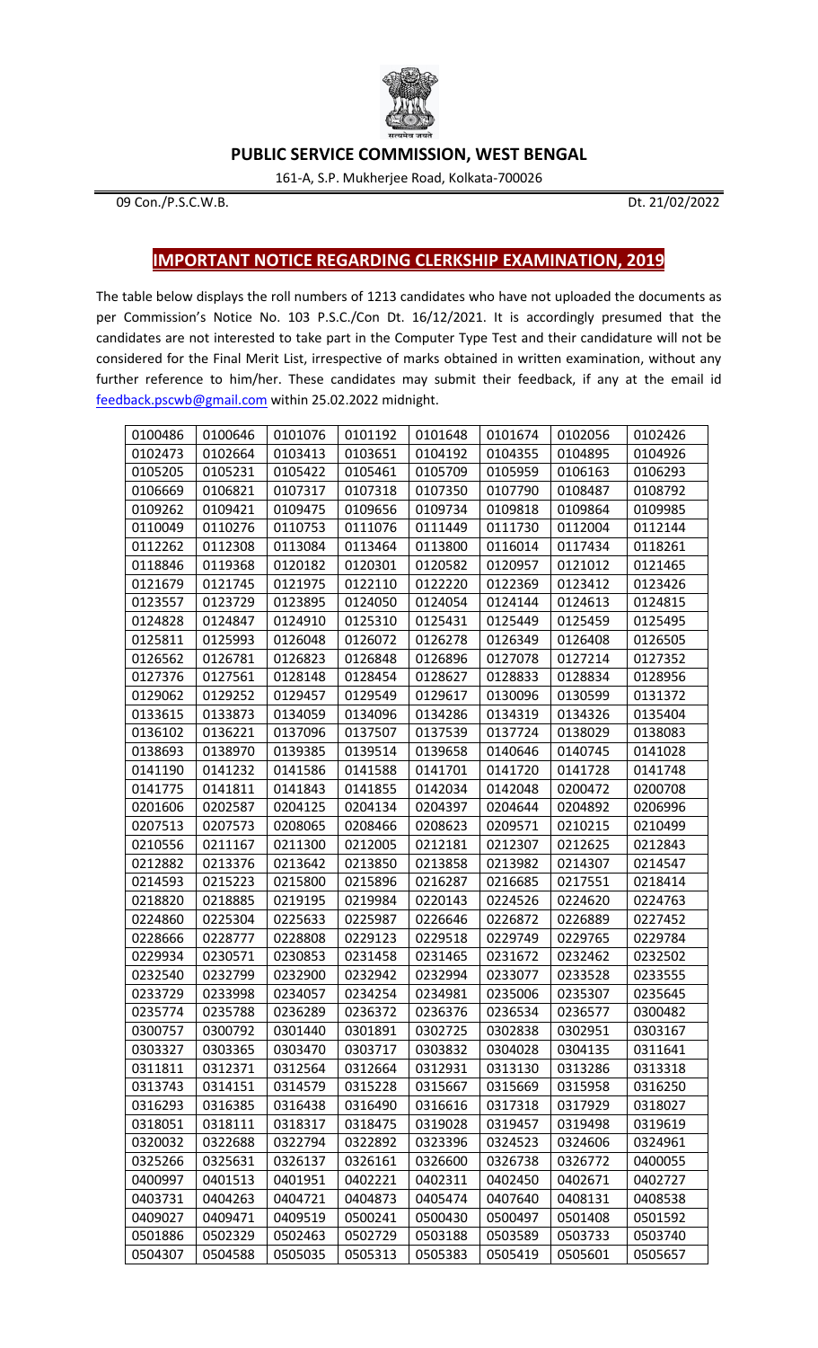**PUBLIC SERVICE COMMISSION, WEST BENGAL**

161-A, S.P. Mukherjee Road, Kolkata-700026

09 Con./P.S.C.W.B. Dt. 21/02/2022

## IMPORTANT NOTICE REGARDING CLERKSHIP EXAMINATION, 2019

The table below displays the roll numbers of 1213 candidates who have not uploaded the documents as per Commission's Notice No. 103 P.S.C./Con Dt. 16/12/2021. It is accordingly presumed that the candidates are not interested to take part in the Computer Type Test and their candidature will not be considered for the Final Merit List, irrespective of marks obtained in written examination, without any further reference to him/her. These candidates may submit their feedback, if any at the email id feedback.pscwb@gmail.com within 25.02.2022 midnight.

| | | | | | | | |
|---|---|---|---|---|---|---|---|
| 0100486 | 0100646 | 0101076 | 0101192 | 0101648 | 0101674 | 0102056 | 0102426 |
| 0102473 | 0102664 | 0103413 | 0103651 | 0104192 | 0104355 | 0104895 | 0104926 |
| 0105205 | 0105231 | 0105422 | 0105461 | 0105709 | 0105959 | 0106163 | 0106293 |
| 0106669 | 0106821 | 0107317 | 0107318 | 0107350 | 0107790 | 0108487 | 0108792 |
| 0109262 | 0109421 | 0109475 | 0109656 | 0109734 | 0109818 | 0109864 | 0109985 |
| 0110049 | 0110276 | 0110753 | 0111076 | 0111449 | 0111730 | 0112004 | 0112144 |
| 0112262 | 0112308 | 0113084 | 0113464 | 0113800 | 0116014 | 0117434 | 0118261 |
| 0118846 | 0119368 | 0120182 | 0120301 | 0120582 | 0120957 | 0121012 | 0121465 |
| 0121679 | 0121745 | 0121975 | 0122110 | 0122220 | 0122369 | 0123412 | 0123426 |
| 0123557 | 0123729 | 0123895 | 0124050 | 0124054 | 0124144 | 0124613 | 0124815 |
| 0124828 | 0124847 | 0124910 | 0125310 | 0125431 | 0125449 | 0125459 | 0125495 |
| 0125811 | 0125993 | 0126048 | 0126072 | 0126278 | 0126349 | 0126408 | 0126505 |
| 0126562 | 0126781 | 0126823 | 0126848 | 0126896 | 0127078 | 0127214 | 0127352 |
| 0127376 | 0127561 | 0128148 | 0128454 | 0128627 | 0128833 | 0128834 | 0128956 |
| 0129062 | 0129252 | 0129457 | 0129549 | 0129617 | 0130096 | 0130599 | 0131372 |
| 0133615 | 0133873 | 0134059 | 0134096 | 0134286 | 0134319 | 0134326 | 0135404 |
| 0136102 | 0136221 | 0137096 | 0137507 | 0137539 | 0137724 | 0138029 | 0138083 |
| 0138693 | 0138970 | 0139385 | 0139514 | 0139658 | 0140646 | 0140745 | 0141028 |
| 0141190 | 0141232 | 0141586 | 0141588 | 0141701 | 0141720 | 0141728 | 0141748 |
| 0141775 | 0141811 | 0141843 | 0141855 | 0142034 | 0142048 | 0200472 | 0200708 |
| 0201606 | 0202587 | 0204125 | 0204134 | 0204397 | 0204644 | 0204892 | 0206996 |
| 0207513 | 0207573 | 0208065 | 0208466 | 0208623 | 0209571 | 0210215 | 0210499 |
| 0210556 | 0211167 | 0211300 | 0212005 | 0212181 | 0212307 | 0212625 | 0212843 |
| 0212882 | 0213376 | 0213642 | 0213850 | 0213858 | 0213982 | 0214307 | 0214547 |
| 0214593 | 0215223 | 0215800 | 0215896 | 0216287 | 0216685 | 0217551 | 0218414 |
| 0218820 | 0218885 | 0219195 | 0219984 | 0220143 | 0224526 | 0224620 | 0224763 |
| 0224860 | 0225304 | 0225633 | 0225987 | 0226646 | 0226872 | 0226889 | 0227452 |
| 0228666 | 0228777 | 0228808 | 0229123 | 0229518 | 0229749 | 0229765 | 0229784 |
| 0229934 | 0230571 | 0230853 | 0231458 | 0231465 | 0231672 | 0232462 | 0232502 |
| 0232540 | 0232799 | 0232900 | 0232942 | 0232994 | 0233077 | 0233528 | 0233555 |
| 0233729 | 0233998 | 0234057 | 0234254 | 0234981 | 0235006 | 0235307 | 0235645 |
| 0235774 | 0235788 | 0236289 | 0236372 | 0236376 | 0236534 | 0236577 | 0300482 |
| 0300757 | 0300792 | 0301440 | 0301891 | 0302725 | 0302838 | 0302951 | 0303167 |
| 0303327 | 0303365 | 0303470 | 0303717 | 0303832 | 0304028 | 0304135 | 0311641 |
| 0311811 | 0312371 | 0312564 | 0312664 | 0312931 | 0313130 | 0313286 | 0313318 |
| 0313743 | 0314151 | 0314579 | 0315228 | 0315667 | 0315669 | 0315958 | 0316250 |
| 0316293 | 0316385 | 0316438 | 0316490 | 0316616 | 0317318 | 0317929 | 0318027 |
| 0318051 | 0318111 | 0318317 | 0318475 | 0319028 | 0319457 | 0319498 | 0319619 |
| 0320032 | 0322688 | 0322794 | 0322892 | 0323396 | 0324523 | 0324606 | 0324961 |
| 0325266 | 0325631 | 0326137 | 0326161 | 0326600 | 0326738 | 0326772 | 0400055 |
| 0400997 | 0401513 | 0401951 | 0402221 | 0402311 | 0402450 | 0402671 | 0402727 |
| 0403731 | 0404263 | 0404721 | 0404873 | 0405474 | 0407640 | 0408131 | 0408538 |
| 0409027 | 0409471 | 0409519 | 0500241 | 0500430 | 0500497 | 0501408 | 0501592 |
| 0501886 | 0502329 | 0502463 | 0502729 | 0503188 | 0503589 | 0503733 | 0503740 |
| 0504307 | 0504588 | 0505035 | 0505313 | 0505383 | 0505419 | 0505601 | 0505657 |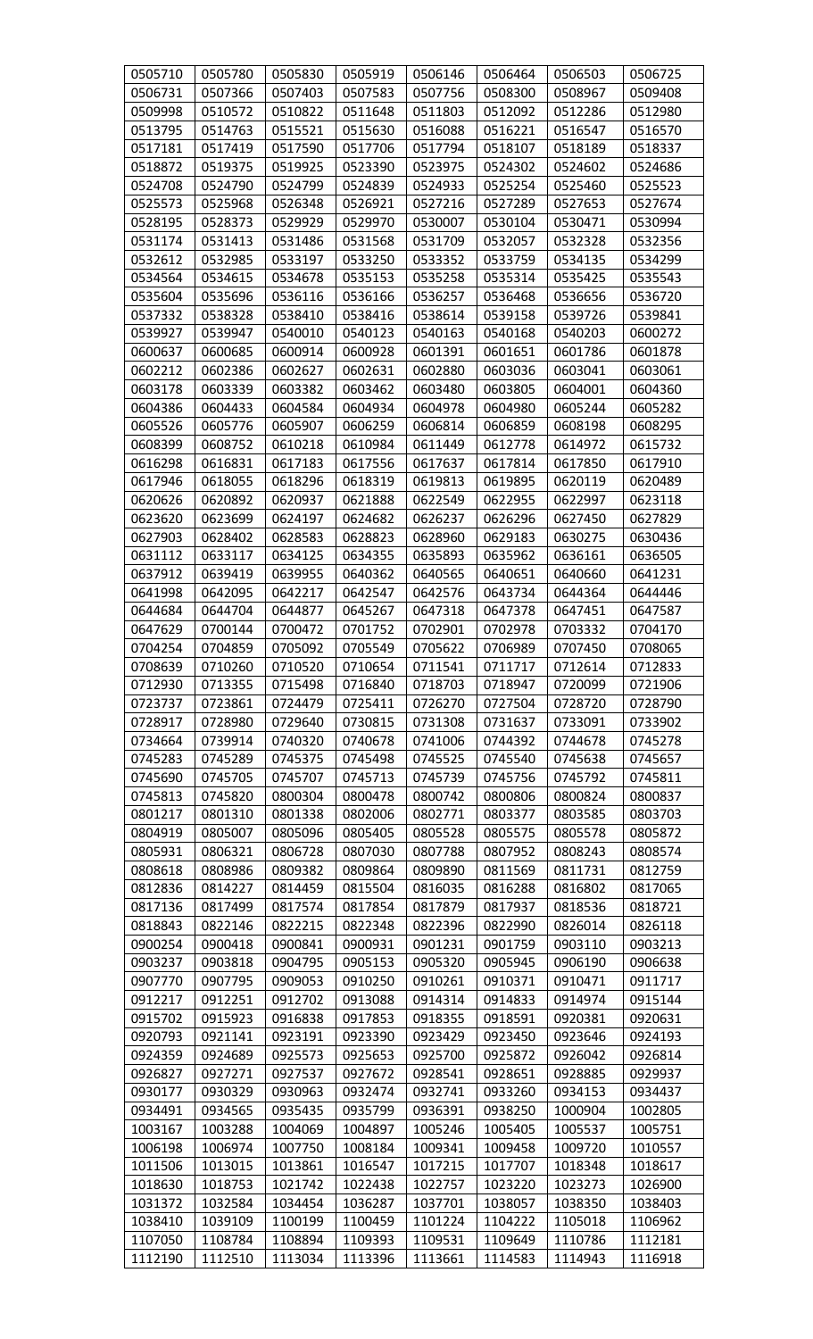| 0505710 | 0505780 | 0505830 | 0505919 | 0506146 | 0506464 | 0506503 | 0506725 |
|---|---|---|---|---|---|---|---|
| 0506731 | 0507366 | 0507403 | 0507583 | 0507756 | 0508300 | 0508967 | 0509408 |
| 0509998 | 0510572 | 0510822 | 0511648 | 0511803 | 0512092 | 0512286 | 0512980 |
| 0513795 | 0514763 | 0515521 | 0515630 | 0516088 | 0516221 | 0516547 | 0516570 |
| 0517181 | 0517419 | 0517590 | 0517706 | 0517794 | 0518107 | 0518189 | 0518337 |
| 0518872 | 0519375 | 0519925 | 0523390 | 0523975 | 0524302 | 0524602 | 0524686 |
| 0524708 | 0524790 | 0524799 | 0524839 | 0524933 | 0525254 | 0525460 | 0525523 |
| 0525573 | 0525968 | 0526348 | 0526921 | 0527216 | 0527289 | 0527653 | 0527674 |
| 0528195 | 0528373 | 0529929 | 0529970 | 0530007 | 0530104 | 0530471 | 0530994 |
| 0531174 | 0531413 | 0531486 | 0531568 | 0531709 | 0532057 | 0532328 | 0532356 |
| 0532612 | 0532985 | 0533197 | 0533250 | 0533352 | 0533759 | 0534135 | 0534299 |
| 0534564 | 0534615 | 0534678 | 0535153 | 0535258 | 0535314 | 0535425 | 0535543 |
| 0535604 | 0535696 | 0536116 | 0536166 | 0536257 | 0536468 | 0536656 | 0536720 |
| 0537332 | 0538328 | 0538410 | 0538416 | 0538614 | 0539158 | 0539726 | 0539841 |
| 0539927 | 0539947 | 0540010 | 0540123 | 0540163 | 0540168 | 0540203 | 0600272 |
| 0600637 | 0600685 | 0600914 | 0600928 | 0601391 | 0601651 | 0601786 | 0601878 |
| 0602212 | 0602386 | 0602627 | 0602631 | 0602880 | 0603036 | 0603041 | 0603061 |
| 0603178 | 0603339 | 0603382 | 0603462 | 0603480 | 0603805 | 0604001 | 0604360 |
| 0604386 | 0604433 | 0604584 | 0604934 | 0604978 | 0604980 | 0605244 | 0605282 |
| 0605526 | 0605776 | 0605907 | 0606259 | 0606814 | 0606859 | 0608198 | 0608295 |
| 0608399 | 0608752 | 0610218 | 0610984 | 0611449 | 0612778 | 0614972 | 0615732 |
| 0616298 | 0616831 | 0617183 | 0617556 | 0617637 | 0617814 | 0617850 | 0617910 |
| 0617946 | 0618055 | 0618296 | 0618319 | 0619813 | 0619895 | 0620119 | 0620489 |
| 0620626 | 0620892 | 0620937 | 0621888 | 0622549 | 0622955 | 0622997 | 0623118 |
| 0623620 | 0623699 | 0624197 | 0624682 | 0626237 | 0626296 | 0627450 | 0627829 |
| 0627903 | 0628402 | 0628583 | 0628823 | 0628960 | 0629183 | 0630275 | 0630436 |
| 0631112 | 0633117 | 0634125 | 0634355 | 0635893 | 0635962 | 0636161 | 0636505 |
| 0637912 | 0639419 | 0639955 | 0640362 | 0640565 | 0640651 | 0640660 | 0641231 |
| 0641998 | 0642095 | 0642217 | 0642547 | 0642576 | 0643734 | 0644364 | 0644446 |
| 0644684 | 0644704 | 0644877 | 0645267 | 0647318 | 0647378 | 0647451 | 0647587 |
| 0647629 | 0700144 | 0700472 | 0701752 | 0702901 | 0702978 | 0703332 | 0704170 |
| 0704254 | 0704859 | 0705092 | 0705549 | 0705622 | 0706989 | 0707450 | 0708065 |
| 0708639 | 0710260 | 0710520 | 0710654 | 0711541 | 0711717 | 0712614 | 0712833 |
| 0712930 | 0713355 | 0715498 | 0716840 | 0718703 | 0718947 | 0720099 | 0721906 |
| 0723737 | 0723861 | 0724479 | 0725411 | 0726270 | 0727504 | 0728720 | 0728790 |
| 0728917 | 0728980 | 0729640 | 0730815 | 0731308 | 0731637 | 0733091 | 0733902 |
| 0734664 | 0739914 | 0740320 | 0740678 | 0741006 | 0744392 | 0744678 | 0745278 |
| 0745283 | 0745289 | 0745375 | 0745498 | 0745525 | 0745540 | 0745638 | 0745657 |
| 0745690 | 0745705 | 0745707 | 0745713 | 0745739 | 0745756 | 0745792 | 0745811 |
| 0745813 | 0745820 | 0800304 | 0800478 | 0800742 | 0800806 | 0800824 | 0800837 |
| 0801217 | 0801310 | 0801338 | 0802006 | 0802771 | 0803377 | 0803585 | 0803703 |
| 0804919 | 0805007 | 0805096 | 0805405 | 0805528 | 0805575 | 0805578 | 0805872 |
| 0805931 | 0806321 | 0806728 | 0807030 | 0807788 | 0807952 | 0808243 | 0808574 |
| 0808618 | 0808986 | 0809382 | 0809864 | 0809890 | 0811569 | 0811731 | 0812759 |
| 0812836 | 0814227 | 0814459 | 0815504 | 0816035 | 0816288 | 0816802 | 0817065 |
| 0817136 | 0817499 | 0817574 | 0817854 | 0817879 | 0817937 | 0818536 | 0818721 |
| 0818843 | 0822146 | 0822215 | 0822348 | 0822396 | 0822990 | 0826014 | 0826118 |
| 0900254 | 0900418 | 0900841 | 0900931 | 0901231 | 0901759 | 0903110 | 0903213 |
| 0903237 | 0903818 | 0904795 | 0905153 | 0905320 | 0905945 | 0906190 | 0906638 |
| 0907770 | 0907795 | 0909053 | 0910250 | 0910261 | 0910371 | 0910471 | 0911717 |
| 0912217 | 0912251 | 0912702 | 0913088 | 0914314 | 0914833 | 0914974 | 0915144 |
| 0915702 | 0915923 | 0916838 | 0917853 | 0918355 | 0918591 | 0920381 | 0920631 |
| 0920793 | 0921141 | 0923191 | 0923390 | 0923429 | 0923450 | 0923646 | 0924193 |
| 0924359 | 0924689 | 0925573 | 0925653 | 0925700 | 0925872 | 0926042 | 0926814 |
| 0926827 | 0927271 | 0927537 | 0927672 | 0928541 | 0928651 | 0928885 | 0929937 |
| 0930177 | 0930329 | 0930963 | 0932474 | 0932741 | 0933260 | 0934153 | 0934437 |
| 0934491 | 0934565 | 0935435 | 0935799 | 0936391 | 0938250 | 1000904 | 1002805 |
| 1003167 | 1003288 | 1004069 | 1004897 | 1005246 | 1005405 | 1005537 | 1005751 |
| 1006198 | 1006974 | 1007750 | 1008184 | 1009341 | 1009458 | 1009720 | 1010557 |
| 1011506 | 1013015 | 1013861 | 1016547 | 1017215 | 1017707 | 1018348 | 1018617 |
| 1018630 | 1018753 | 1021742 | 1022438 | 1022757 | 1023220 | 1023273 | 1026900 |
| 1031372 | 1032584 | 1034454 | 1036287 | 1037701 | 1038057 | 1038350 | 1038403 |
| 1038410 | 1039109 | 1100199 | 1100459 | 1101224 | 1104222 | 1105018 | 1106962 |
| 1107050 | 1108784 | 1108894 | 1109393 | 1109531 | 1109649 | 1110786 | 1112181 |
| 1112190 | 1112510 | 1113034 | 1113396 | 1113661 | 1114583 | 1114943 | 1116918 |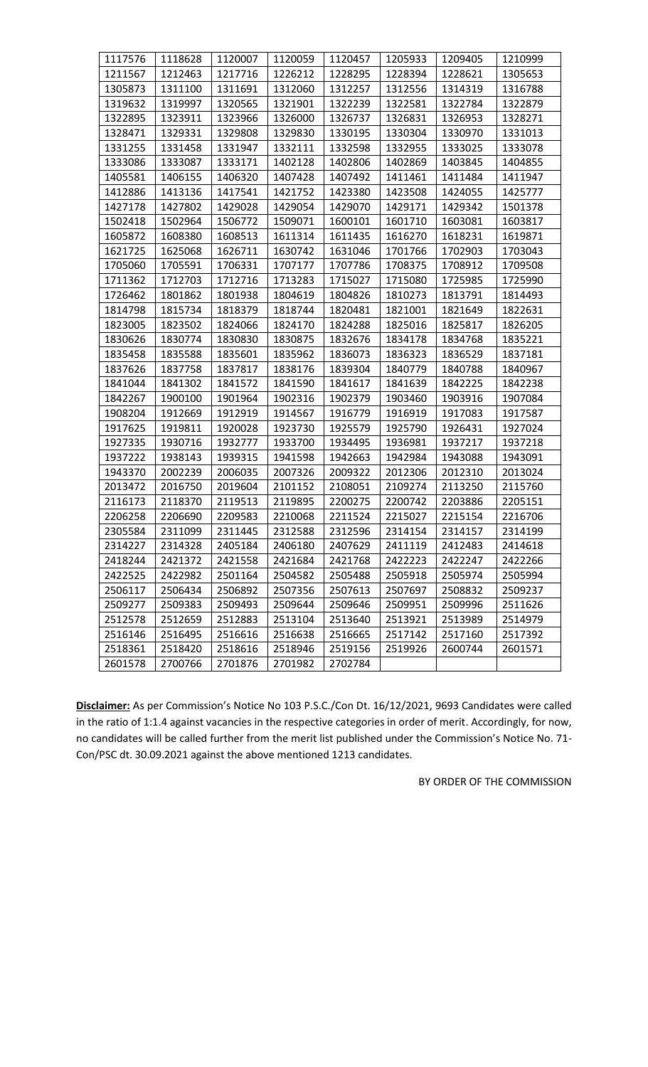| | | | | | | | |
|---|---|---|---|---|---|---|---|
| 1117576 | 1118628 | 1120007 | 1120059 | 1120457 | 1205933 | 1209405 | 1210999 |
| 1211567 | 1212463 | 1217716 | 1226212 | 1228295 | 1228394 | 1228621 | 1305653 |
| 1305873 | 1311100 | 1311691 | 1312060 | 1312257 | 1312556 | 1314319 | 1316788 |
| 1319632 | 1319997 | 1320565 | 1321901 | 1322239 | 1322581 | 1322784 | 1322879 |
| 1322895 | 1323911 | 1323966 | 1326000 | 1326737 | 1326831 | 1326953 | 1328271 |
| 1328471 | 1329331 | 1329808 | 1329830 | 1330195 | 1330304 | 1330970 | 1331013 |
| 1331255 | 1331458 | 1331947 | 1332111 | 1332598 | 1332955 | 1333025 | 1333078 |
| 1333086 | 1333087 | 1333171 | 1402128 | 1402806 | 1402869 | 1403845 | 1404855 |
| 1405581 | 1406155 | 1406320 | 1407428 | 1407492 | 1411461 | 1411484 | 1411947 |
| 1412886 | 1413136 | 1417541 | 1421752 | 1423380 | 1423508 | 1424055 | 1425777 |
| 1427178 | 1427802 | 1429028 | 1429054 | 1429070 | 1429171 | 1429342 | 1501378 |
| 1502418 | 1502964 | 1506772 | 1509071 | 1600101 | 1601710 | 1603081 | 1603817 |
| 1605872 | 1608380 | 1608513 | 1611314 | 1611435 | 1616270 | 1618231 | 1619871 |
| 1621725 | 1625068 | 1626711 | 1630742 | 1631046 | 1701766 | 1702903 | 1703043 |
| 1705060 | 1705591 | 1706331 | 1707177 | 1707786 | 1708375 | 1708912 | 1709508 |
| 1711362 | 1712703 | 1712716 | 1713283 | 1715027 | 1715080 | 1725985 | 1725990 |
| 1726462 | 1801862 | 1801938 | 1804619 | 1804826 | 1810273 | 1813791 | 1814493 |
| 1814798 | 1815734 | 1818379 | 1818744 | 1820481 | 1821001 | 1821649 | 1822631 |
| 1823005 | 1823502 | 1824066 | 1824170 | 1824288 | 1825016 | 1825817 | 1826205 |
| 1830626 | 1830774 | 1830830 | 1830875 | 1832676 | 1834178 | 1834768 | 1835221 |
| 1835458 | 1835588 | 1835601 | 1835962 | 1836073 | 1836323 | 1836529 | 1837181 |
| 1837626 | 1837758 | 1837817 | 1838176 | 1839304 | 1840779 | 1840788 | 1840967 |
| 1841044 | 1841302 | 1841572 | 1841590 | 1841617 | 1841639 | 1842225 | 1842238 |
| 1842267 | 1900100 | 1901964 | 1902316 | 1902379 | 1903460 | 1903916 | 1907084 |
| 1908204 | 1912669 | 1912919 | 1914567 | 1916779 | 1916919 | 1917083 | 1917587 |
| 1917625 | 1919811 | 1920028 | 1923730 | 1925579 | 1925790 | 1926431 | 1927024 |
| 1927335 | 1930716 | 1932777 | 1933700 | 1934495 | 1936981 | 1937217 | 1937218 |
| 1937222 | 1938143 | 1939315 | 1941598 | 1942663 | 1942984 | 1943088 | 1943091 |
| 1943370 | 2002239 | 2006035 | 2007326 | 2009322 | 2012306 | 2012310 | 2013024 |
| 2013472 | 2016750 | 2019604 | 2101152 | 2108051 | 2109274 | 2113250 | 2115760 |
| 2116173 | 2118370 | 2119513 | 2119895 | 2200275 | 2200742 | 2203886 | 2205151 |
| 2206258 | 2206690 | 2209583 | 2210068 | 2211524 | 2215027 | 2215154 | 2216706 |
| 2305584 | 2311099 | 2311445 | 2312588 | 2312596 | 2314154 | 2314157 | 2314199 |
| 2314227 | 2314328 | 2405184 | 2406180 | 2407629 | 2411119 | 2412483 | 2414618 |
| 2418244 | 2421372 | 2421558 | 2421684 | 2421768 | 2422223 | 2422247 | 2422266 |
| 2422525 | 2422982 | 2501164 | 2504582 | 2505488 | 2505918 | 2505974 | 2505994 |
| 2506117 | 2506434 | 2506892 | 2507356 | 2507613 | 2507697 | 2508832 | 2509237 |
| 2509277 | 2509383 | 2509493 | 2509644 | 2509646 | 2509951 | 2509996 | 2511626 |
| 2512578 | 2512659 | 2512883 | 2513104 | 2513640 | 2513921 | 2513989 | 2514979 |
| 2516146 | 2516495 | 2516616 | 2516638 | 2516665 | 2517142 | 2517160 | 2517392 |
| 2518361 | 2518420 | 2518616 | 2518946 | 2519156 | 2519926 | 2600744 | 2601571 |
| 2601578 | 2700766 | 2701876 | 2701982 | 2702784 | | | |

**Disclaimer:** As per Commission's Notice No 103 P.S.C./Con Dt. 16/12/2021, 9693 Candidates were called in the ratio of 1:1.4 against vacancies in the respective categories in order of merit. Accordingly, for now, no candidates will be called further from the merit list published under the Commission's Notice No. 71-Con/PSC dt. 30.09.2021 against the above mentioned 1213 candidates.

BY ORDER OF THE COMMISSION